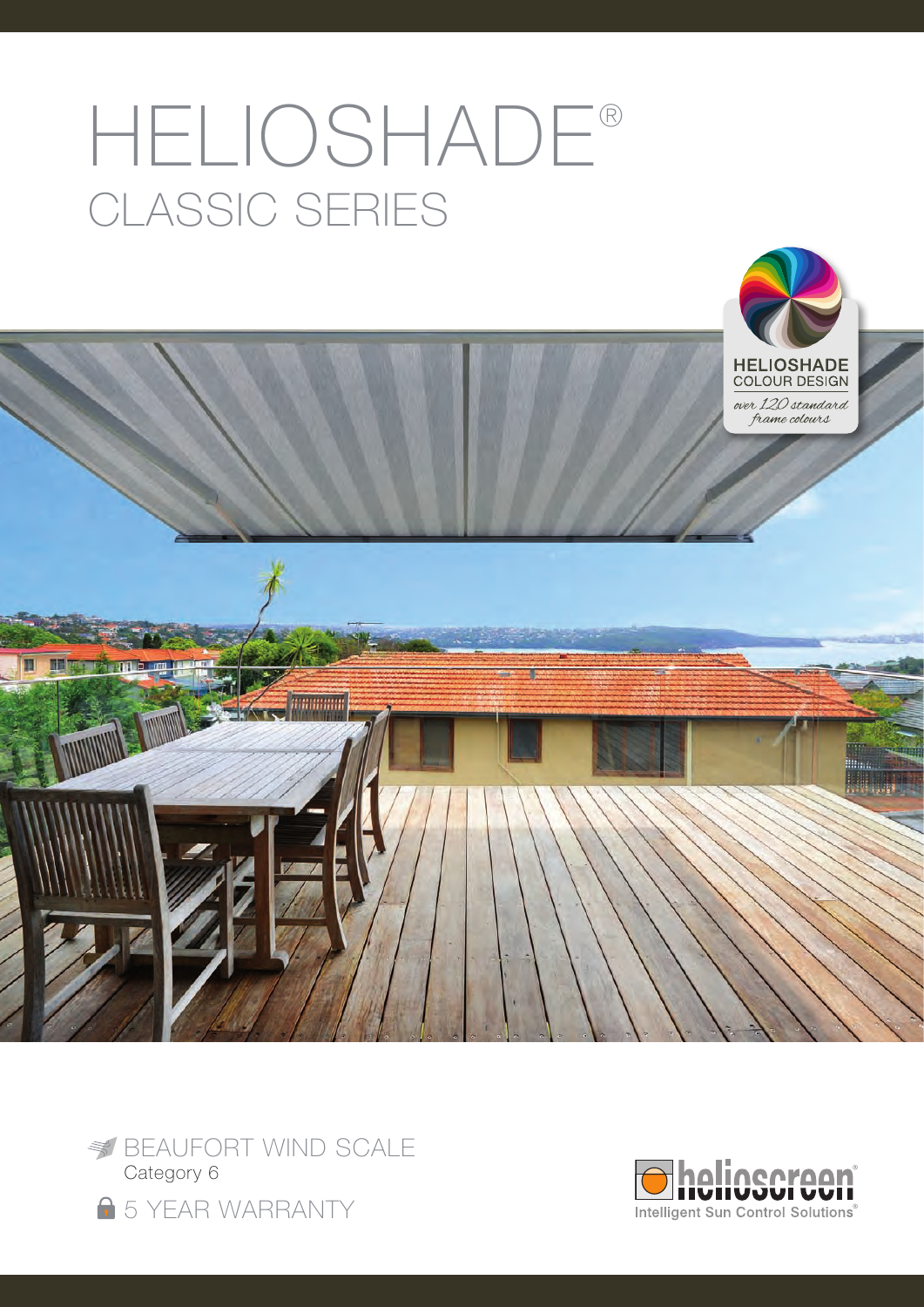# HELIOSHADE®

## CLASSIC SERIES

HELIOSHADE COLOUR DESIGN

*over 120 standard frame colours*

BEAUFORT WIND SCALE
Category 6

5 YEAR WARRANTY

helioscreen®
Intelligent Sun Control Solutions®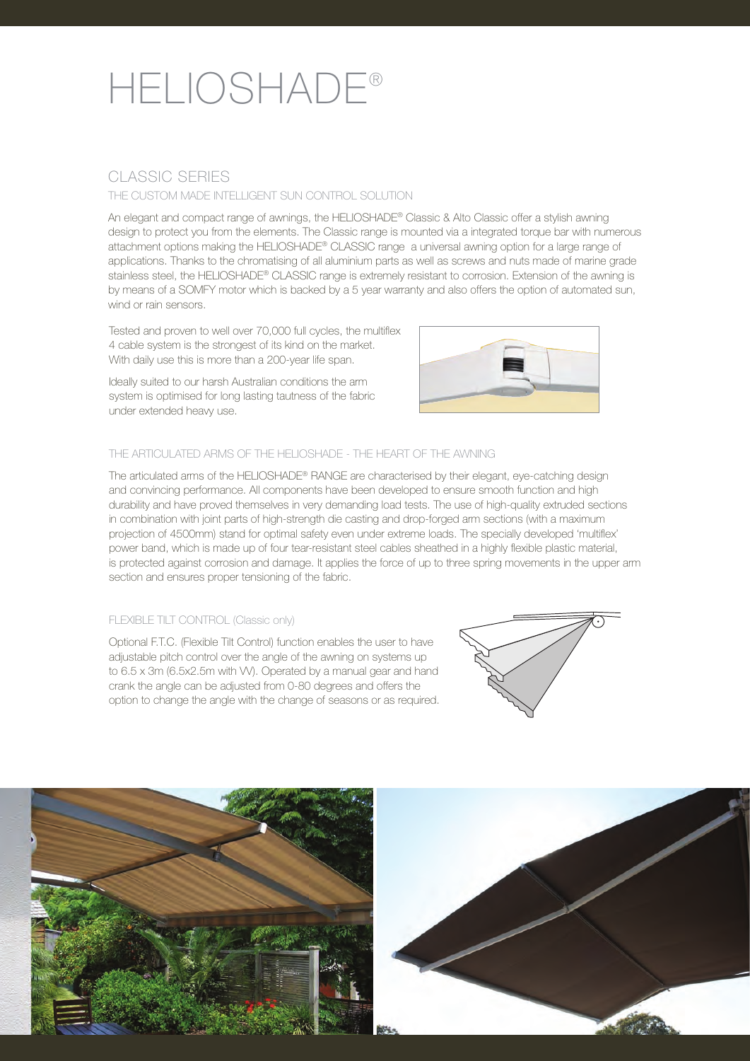# HELIOSHADE®

## CLASSIC SERIES

### THE CUSTOM MADE INTELLIGENT SUN CONTROL SOLUTION

An elegant and compact range of awnings, the HELIOSHADE® Classic & Alto Classic offer a stylish awning design to protect you from the elements. The Classic range is mounted via a integrated torque bar with numerous attachment options making the HELIOSHADE® CLASSIC range a universal awning option for a large range of applications. Thanks to the chromatising of all aluminium parts as well as screws and nuts made of marine grade stainless steel, the HELIOSHADE® CLASSIC range is extremely resistant to corrosion. Extension of the awning is by means of a SOMFY motor which is backed by a 5 year warranty and also offers the option of automated sun, wind or rain sensors.

Tested and proven to well over 70,000 full cycles, the multiflex 4 cable system is the strongest of its kind on the market. With daily use this is more than a 200-year life span.

Ideally suited to our harsh Australian conditions the arm system is optimised for long lasting tautness of the fabric under extended heavy use.

### THE ARTICULATED ARMS OF THE HELIOSHADE - THE HEART OF THE AWNING

The articulated arms of the HELIOSHADE® RANGE are characterised by their elegant, eye-catching design and convincing performance. All components have been developed to ensure smooth function and high durability and have proved themselves in very demanding load tests. The use of high-quality extruded sections in combination with joint parts of high-strength die casting and drop-forged arm sections (with a maximum projection of 4500mm) stand for optimal safety even under extreme loads. The specially developed 'multiflex' power band, which is made up of four tear-resistant steel cables sheathed in a highly flexible plastic material, is protected against corrosion and damage. It applies the force of up to three spring movements in the upper arm section and ensures proper tensioning of the fabric.

### FLEXIBLE TILT CONTROL (Classic only)

Optional F.T.C. (Flexible Tilt Control) function enables the user to have adjustable pitch control over the angle of the awning on systems up to 6.5 x 3m (6.5x2.5m with VV). Operated by a manual gear and hand crank the angle can be adjusted from 0-80 degrees and offers the option to change the angle with the change of seasons or as required.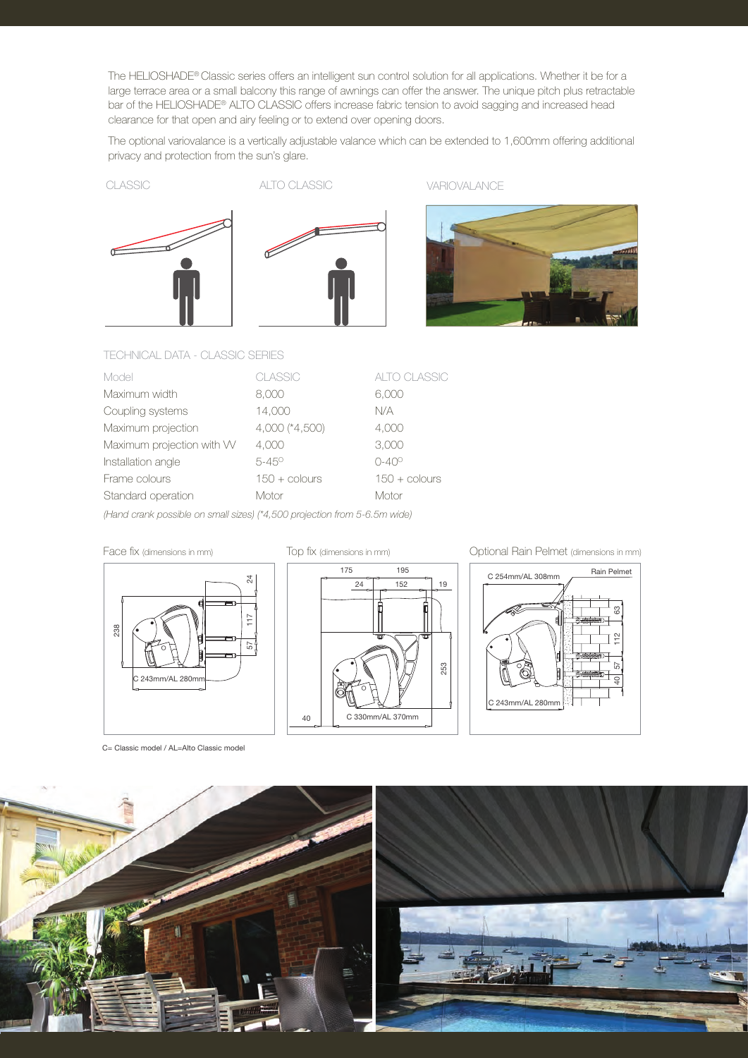The HELIOSHADE® Classic series offers an intelligent sun control solution for all applications. Whether it be for a large terrace area or a small balcony this range of awnings can offer the answer. The unique pitch plus retractable bar of the HELIOSHADE® ALTO CLASSIC offers increase fabric tension to avoid sagging and increased head clearance for that open and airy feeling or to extend over opening doors.

The optional variovalance is a vertically adjustable valance which can be extended to 1,600mm offering additional privacy and protection from the sun's glare.

CLASSIC

ALTO CLASSIC

VARIOVALANCE

## TECHNICAL DATA - CLASSIC SERIES

| Model | CLASSIC | ALTO CLASSIC |
| --- | --- | --- |
| Maximum width | 8,000 | 6,000 |
| Coupling systems | 14,000 | N/A |
| Maximum projection | 4,000 (*4,500) | 4,000 |
| Maximum projection with VV | 4,000 | 3,000 |
| Installation angle | 5-45° | 0-40° |
| Frame colours | 150 + colours | 150 + colours |
| Standard operation | Motor | Motor |

*(Hand crank possible on small sizes) (*4,500 projection from 5-6.5m wide)*

Face fix (dimensions in mm)

238, 24, 117, 57, C 243mm/AL 280mm

Top fix (dimensions in mm)

175, 195, 24, 152, 19, 253, 40, C 330mm/AL 370mm

Optional Rain Pelmet (dimensions in mm)

Rain Pelmet, C 254mm/AL 308mm, 63, 112, 57, 40, C 243mm/AL 280mm

C= Classic model / AL=Alto Classic model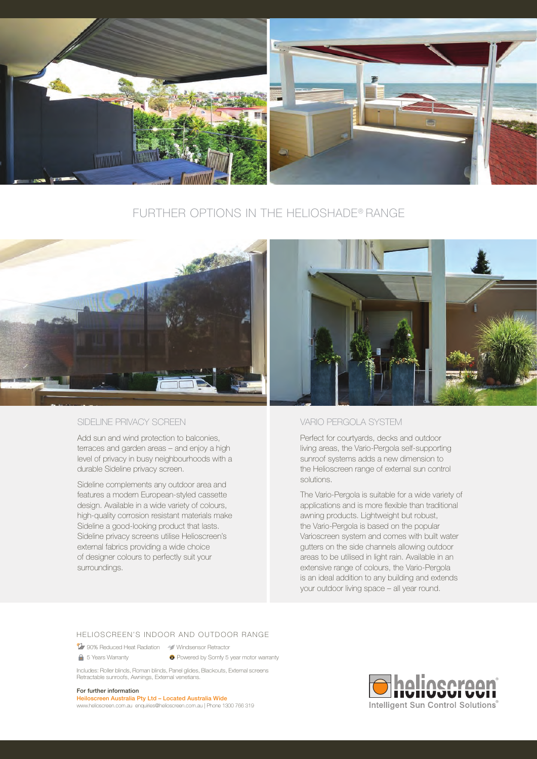# FURTHER OPTIONS IN THE HELIOSHADE® RANGE

## SIDELINE PRIVACY SCREEN

Add sun and wind protection to balconies, terraces and garden areas – and enjoy a high level of privacy in busy neighbourhoods with a durable Sideline privacy screen.

Sideline complements any outdoor area and features a modern European-styled cassette design. Available in a wide variety of colours, high-quality corrosion resistant materials make Sideline a good-looking product that lasts. Sideline privacy screens utilise Helioscreen's external fabrics providing a wide choice of designer colours to perfectly suit your surroundings.

## VARIO PERGOLA SYSTEM

Perfect for courtyards, decks and outdoor living areas, the Vario-Pergola self-supporting sunroof systems adds a new dimension to the Helioscreen range of external sun control solutions.

The Vario-Pergola is suitable for a wide variety of applications and is more flexible than traditional awning products. Lightweight but robust, the Vario-Pergola is based on the popular Varioscreen system and comes with built water gutters on the side channels allowing outdoor areas to be utilised in light rain. Available in an extensive range of colours, the Vario-Pergola is an ideal addition to any building and extends your outdoor living space – all year round.

### HELIOSCREEN'S INDOOR AND OUTDOOR RANGE

- 90% Reduced Heat Radiation
- Windsensor Retractor
- 5 Years Warranty
- Powered by Somfy 5 year motor warranty

Includes: Roller blinds, Roman blinds, Panel glides, Blackouts, External screens Retractable sunroofs, Awnings, External venetians.

**For further information**
**Heiloscreen Australia Pty Ltd – Located Australia Wide**
www.helioscreen.com.au enquiries@helioscreen.com.au | Phone 1300 766 319

helioscreen®
Intelligent Sun Control Solutions®